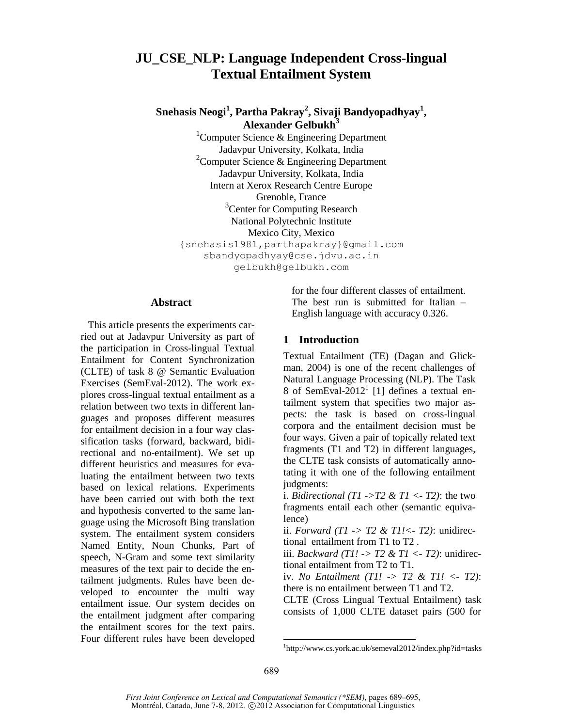# JU_CSE_NLP: Language Independent Cross-lingual Textual Entailment System

**Snehasis Neogi[1], Partha Pakray[2], Sivaji Bandyopadhyay[1], Alexander Gelbukh[3]**

[1]Computer Science & Engineering Department
Jadavpur University, Kolkata, India
[2]Computer Science & Engineering Department
Jadavpur University, Kolkata, India
Intern at Xerox Research Centre Europe
Grenoble, France
[3]Center for Computing Research
National Polytechnic Institute
Mexico City, Mexico
{snehasis1981,parthapakray}@gmail.com
sbandyopadhyay@cse.jdvu.ac.in
gelbukh@gelbukh.com

## Abstract

This article presents the experiments carried out at Jadavpur University as part of the participation in Cross-lingual Textual Entailment for Content Synchronization (CLTE) of task 8 @ Semantic Evaluation Exercises (SemEval-2012). The work explores cross-lingual textual entailment as a relation between two texts in different languages and proposes different measures for entailment decision in a four way classification tasks (forward, backward, bidirectional and no-entailment). We set up different heuristics and measures for evaluating the entailment between two texts based on lexical relations. Experiments have been carried out with both the text and hypothesis converted to the same language using the Microsoft Bing translation system. The entailment system considers Named Entity, Noun Chunks, Part of speech, N-Gram and some text similarity measures of the text pair to decide the entailment judgments. Rules have been developed to encounter the multi way entailment issue. Our system decides on the entailment judgment after comparing the entailment scores for the text pairs. Four different rules have been developed for the four different classes of entailment. The best run is submitted for Italian – English language with accuracy 0.326.

## 1 Introduction

Textual Entailment (TE) (Dagan and Glickman, 2004) is one of the recent challenges of Natural Language Processing (NLP). The Task 8 of SemEval-2012[1] [1] defines a textual entailment system that specifies two major aspects: the task is based on cross-lingual corpora and the entailment decision must be four ways. Given a pair of topically related text fragments (T1 and T2) in different languages, the CLTE task consists of automatically annotating it with one of the following entailment judgments:

i. *Bidirectional (T1 ->T2 & T1 <- T2)*: the two fragments entail each other (semantic equivalence)

ii. *Forward (T1 -> T2 & T1!<- T2)*: unidirectional entailment from T1 to T2 .

iii. *Backward (T1! -> T2 & T1 <- T2)*: unidirectional entailment from T2 to T1.

iv. *No Entailment (T1! -> T2 & T1! <- T2)*: there is no entailment between T1 and T2.

CLTE (Cross Lingual Textual Entailment) task consists of 1,000 CLTE dataset pairs (500 for

[1]http://www.cs.york.ac.uk/semeval2012/index.php?id=tasks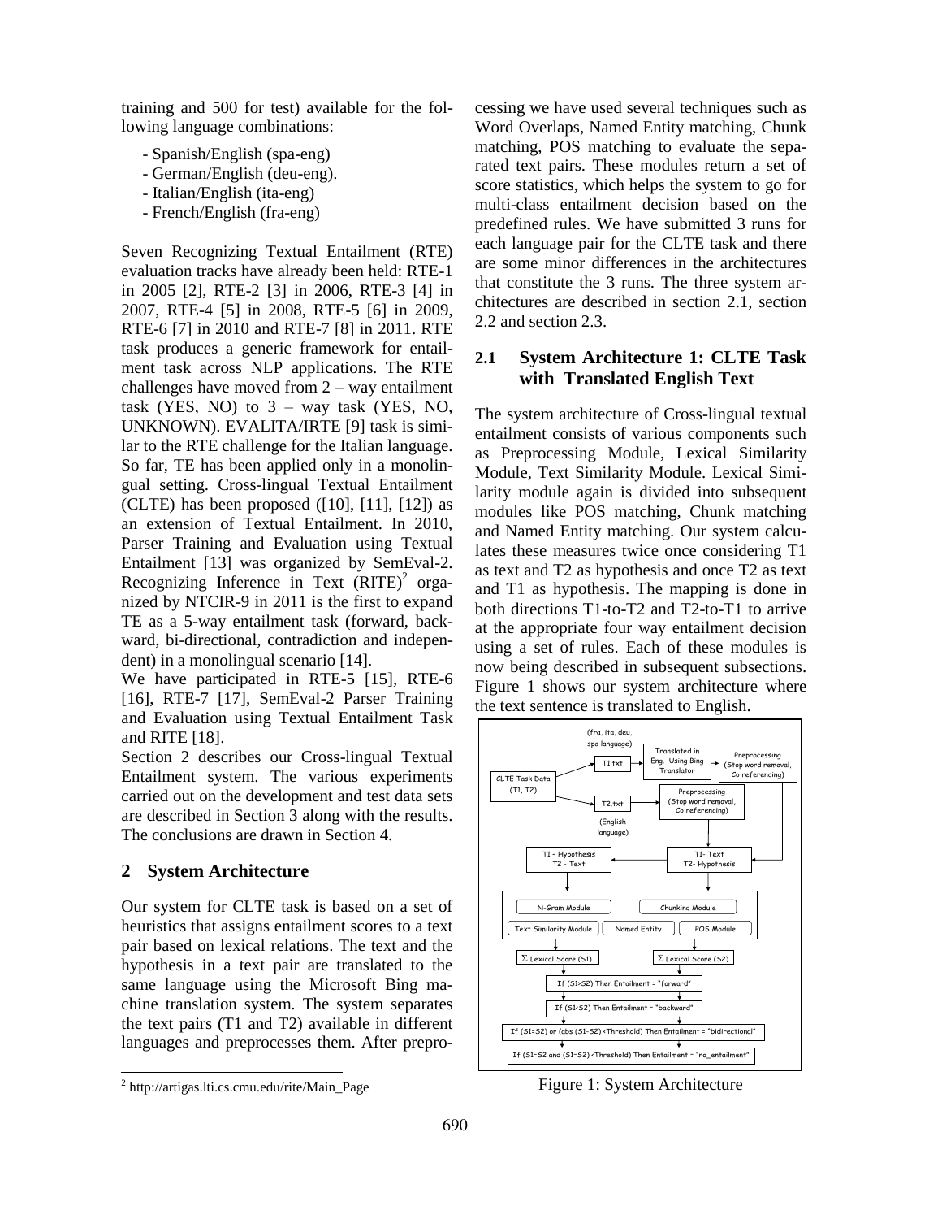training and 500 for test) available for the following language combinations:

- Spanish/English (spa-eng)
- German/English (deu-eng).
- Italian/English (ita-eng)
- French/English (fra-eng)

Seven Recognizing Textual Entailment (RTE) evaluation tracks have already been held: RTE-1 in 2005 [2], RTE-2 [3] in 2006, RTE-3 [4] in 2007, RTE-4 [5] in 2008, RTE-5 [6] in 2009, RTE-6 [7] in 2010 and RTE-7 [8] in 2011. RTE task produces a generic framework for entailment task across NLP applications. The RTE challenges have moved from 2 – way entailment task (YES, NO) to 3 – way task (YES, NO, UNKNOWN). EVALITA/IRTE [9] task is similar to the RTE challenge for the Italian language. So far, TE has been applied only in a monolingual setting. Cross-lingual Textual Entailment (CLTE) has been proposed ([10], [11], [12]) as an extension of Textual Entailment. In 2010, Parser Training and Evaluation using Textual Entailment [13] was organized by SemEval-2. Recognizing Inference in Text (RITE)[2] organized by NTCIR-9 in 2011 is the first to expand TE as a 5-way entailment task (forward, backward, bi-directional, contradiction and independent) in a monolingual scenario [14].

We have participated in RTE-5 [15], RTE-6 [16], RTE-7 [17], SemEval-2 Parser Training and Evaluation using Textual Entailment Task and RITE [18].

Section 2 describes our Cross-lingual Textual Entailment system. The various experiments carried out on the development and test data sets are described in Section 3 along with the results. The conclusions are drawn in Section 4.

## 2 System Architecture

Our system for CLTE task is based on a set of heuristics that assigns entailment scores to a text pair based on lexical relations. The text and the hypothesis in a text pair are translated to the same language using the Microsoft Bing machine translation system. The system separates the text pairs (T1 and T2) available in different languages and preprocesses them. After preprocessing we have used several techniques such as Word Overlaps, Named Entity matching, Chunk matching, POS matching to evaluate the separated text pairs. These modules return a set of score statistics, which helps the system to go for multi-class entailment decision based on the predefined rules. We have submitted 3 runs for each language pair for the CLTE task and there are some minor differences in the architectures that constitute the 3 runs. The three system architectures are described in section 2.1, section 2.2 and section 2.3.

### 2.1 System Architecture 1: CLTE Task with Translated English Text

The system architecture of Cross-lingual textual entailment consists of various components such as Preprocessing Module, Lexical Similarity Module, Text Similarity Module. Lexical Similarity module again is divided into subsequent modules like POS matching, Chunk matching and Named Entity matching. Our system calculates these measures twice once considering T1 as text and T2 as hypothesis and once T2 as text and T1 as hypothesis. The mapping is done in both directions T1-to-T2 and T2-to-T1 to arrive at the appropriate four way entailment decision using a set of rules. Each of these modules is now being described in subsequent subsections. Figure 1 shows our system architecture where the text sentence is translated to English.

(fra, ita, deu, spa language)

CLTE Task Data (T1, T2)

T1.txt

Translated in Eng. Using Bing Translator

Preprocessing (Stop word removal, Co referencing)

T2.txt

(English language)

Preprocessing (Stop word removal, Co referencing)

T1 – Hypothesis T2 - Text

T1- Text T2- Hypothesis

N-Gram Module

Chunking Module

Text Similarity Module

Named Entity

POS Module

Σ Lexical Score (S1)

Σ Lexical Score (S2)

If (S1>S2) Then Entailment = "forward"

If (S1<S2) Then Entailment = "backward"

If (S1=S2) or (abs (S1-S2) <Threshold) Then Entailment = "bidirectional"

If (S1=S2 and (S1=S2) <Threshold) Then Entailment = "no_entailment"

Figure 1: System Architecture

[2] http://artigas.lti.cs.cmu.edu/rite/Main_Page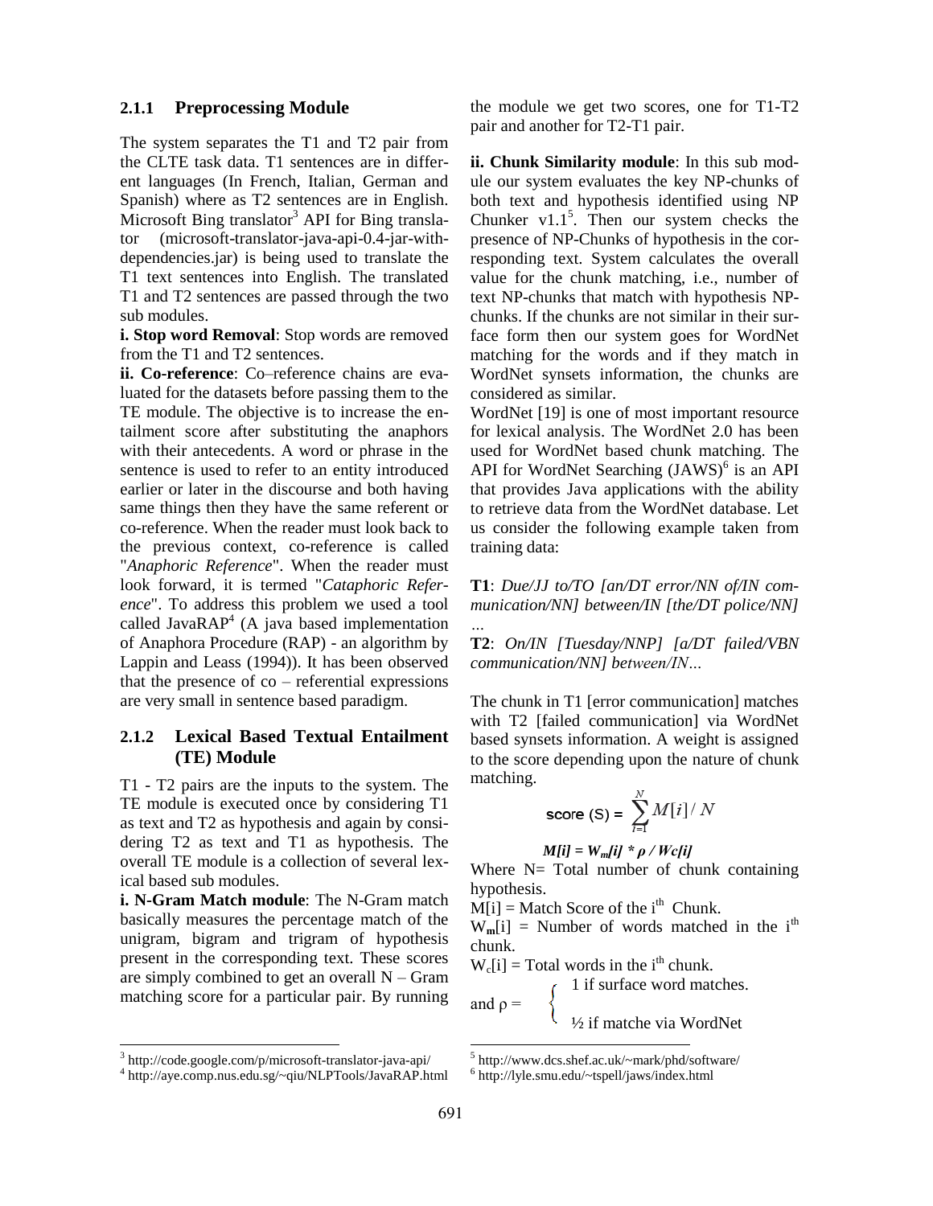### 2.1.1 Preprocessing Module

The system separates the T1 and T2 pair from the CLTE task data. T1 sentences are in different languages (In French, Italian, German and Spanish) where as T2 sentences are in English. Microsoft Bing translator[3] API for Bing translator (microsoft-translator-java-api-0.4-jar-with-dependencies.jar) is being used to translate the T1 text sentences into English. The translated T1 and T2 sentences are passed through the two sub modules.

**i. Stop word Removal**: Stop words are removed from the T1 and T2 sentences.

**ii. Co-reference**: Co–reference chains are evaluated for the datasets before passing them to the TE module. The objective is to increase the entailment score after substituting the anaphors with their antecedents. A word or phrase in the sentence is used to refer to an entity introduced earlier or later in the discourse and both having same things then they have the same referent or co-reference. When the reader must look back to the previous context, co-reference is called "*Anaphoric Reference*". When the reader must look forward, it is termed "*Cataphoric Reference*". To address this problem we used a tool called JavaRAP[4] (A java based implementation of Anaphora Procedure (RAP) - an algorithm by Lappin and Leass (1994)). It has been observed that the presence of co – referential expressions are very small in sentence based paradigm.

### 2.1.2 Lexical Based Textual Entailment (TE) Module

T1 - T2 pairs are the inputs to the system. The TE module is executed once by considering T1 as text and T2 as hypothesis and again by considering T2 as text and T1 as hypothesis. The overall TE module is a collection of several lexical based sub modules.

**i. N-Gram Match module**: The N-Gram match basically measures the percentage match of the unigram, bigram and trigram of hypothesis present in the corresponding text. These scores are simply combined to get an overall N – Gram matching score for a particular pair. By running the module we get two scores, one for T1-T2 pair and another for T2-T1 pair.

**ii. Chunk Similarity module**: In this sub module our system evaluates the key NP-chunks of both text and hypothesis identified using NP Chunker v1.1[5]. Then our system checks the presence of NP-Chunks of hypothesis in the corresponding text. System calculates the overall value for the chunk matching, i.e., number of text NP-chunks that match with hypothesis NP-chunks. If the chunks are not similar in their surface form then our system goes for WordNet matching for the words and if they match in WordNet synsets information, the chunks are considered as similar.

WordNet [19] is one of most important resource for lexical analysis. The WordNet 2.0 has been used for WordNet based chunk matching. The API for WordNet Searching (JAWS)[6] is an API that provides Java applications with the ability to retrieve data from the WordNet database. Let us consider the following example taken from training data:

**T1**: *Due/JJ to/TO [an/DT error/NN of/IN communication/NN] between/IN [the/DT police/NN] …*

**T2**: *On/IN [Tuesday/NNP] [a/DT failed/VBN communication/NN] between/IN…*

The chunk in T1 [error communication] matches with T2 [failed communication] via WordNet based synsets information. A weight is assigned to the score depending upon the nature of chunk matching.

$$\text{score (S)} = \sum_{i=1}^{N} M[i] / N$$

$$M[i] = W_m[i] * \rho / W_c[i]$$

Where N= Total number of chunk containing hypothesis.

$M[i]$ = Match Score of the i[th] Chunk.

$W_m[i]$ = Number of words matched in the i[th] chunk.

$W_c[i]$ = Total words in the i[th] chunk.

and $\rho = \begin{cases} 1 & \text{if surface word matches.} \\ ½ & \text{if matche via WordNet} \end{cases}$

[3] http://code.google.com/p/microsoft-translator-java-api/

[4] http://aye.comp.nus.edu.sg/~qiu/NLPTools/JavaRAP.html

[5] http://www.dcs.shef.ac.uk/~mark/phd/software/

[6] http://lyle.smu.edu/~tspell/jaws/index.html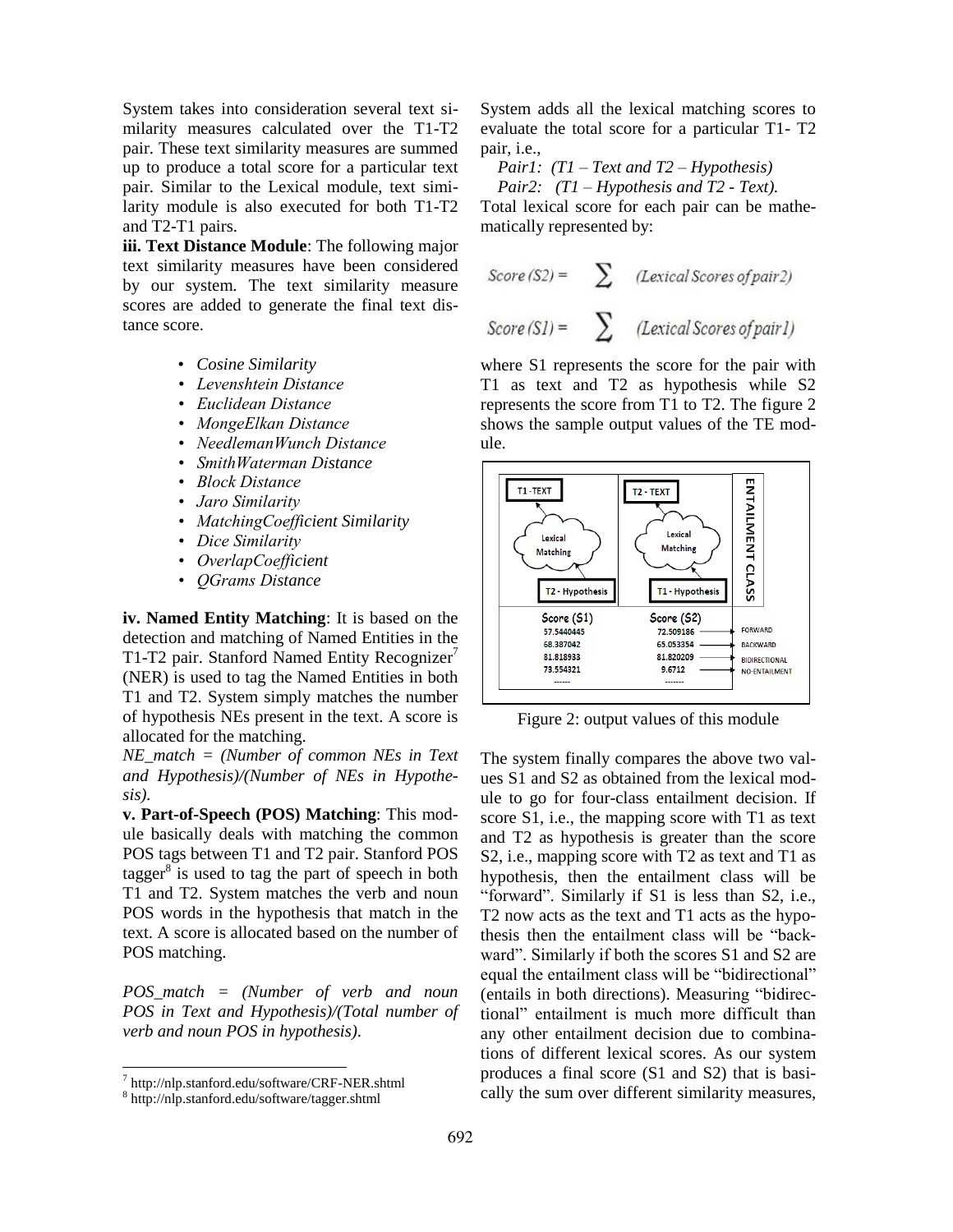System takes into consideration several text similarity measures calculated over the T1-T2 pair. These text similarity measures are summed up to produce a total score for a particular text pair. Similar to the Lexical module, text similarity module is also executed for both T1-T2 and T2-T1 pairs.

**iii. Text Distance Module**: The following major text similarity measures have been considered by our system. The text similarity measure scores are added to generate the final text distance score.

- *Cosine Similarity*
- *Levenshtein Distance*
- *Euclidean Distance*
- *MongeElkan Distance*
- *NeedlemanWunch Distance*
- *SmithWaterman Distance*
- *Block Distance*
- *Jaro Similarity*
- *MatchingCoefficient Similarity*
- *Dice Similarity*
- *OverlapCoefficient*
- *QGrams Distance*

**iv. Named Entity Matching**: It is based on the detection and matching of Named Entities in the T1-T2 pair. Stanford Named Entity Recognizer[7] (NER) is used to tag the Named Entities in both T1 and T2. System simply matches the number of hypothesis NEs present in the text. A score is allocated for the matching.

*NE_match = (Number of common NEs in Text and Hypothesis)/(Number of NEs in Hypothesis).*

**v. Part-of-Speech (POS) Matching**: This module basically deals with matching the common POS tags between T1 and T2 pair. Stanford POS tagger[8] is used to tag the part of speech in both T1 and T2. System matches the verb and noun POS words in the hypothesis that match in the text. A score is allocated based on the number of POS matching.

*POS_match = (Number of verb and noun POS in Text and Hypothesis)/(Total number of verb and noun POS in hypothesis).*

System adds all the lexical matching scores to evaluate the total score for a particular T1- T2 pair, i.e.,

*Pair1: (T1 – Text and T2 – Hypothesis)*

*Pair2: (T1 – Hypothesis and T2 - Text).*

Total lexical score for each pair can be mathematically represented by:

$$Score\ (S2) = \sum (Lexical\ Scores\ of\ pair2)$$

$$Score\ (S1) = \sum (Lexical\ Scores\ of\ pair1)$$

where S1 represents the score for the pair with T1 as text and T2 as hypothesis while S2 represents the score from T1 to T2. The figure 2 shows the sample output values of the TE module.

| Score (S1) | Score (S2) | ENTAILMENT CLASS |
|---|---|---|
| 57.5440445 | 72.509186 | FORWARD |
| 68.387042 | 65.053354 | BACKWARD |
| 81.818933 | 81.820209 | BIDIRECTIONAL |
| 73.554321 | 9.6712 | NO-ENTAILMENT |
| ------ | ------- | |

Figure 2: output values of this module

The system finally compares the above two values S1 and S2 as obtained from the lexical module to go for four-class entailment decision. If score S1, i.e., the mapping score with T1 as text and T2 as hypothesis is greater than the score S2, i.e., mapping score with T2 as text and T1 as hypothesis, then the entailment class will be "forward". Similarly if S1 is less than S2, i.e., T2 now acts as the text and T1 acts as the hypothesis then the entailment class will be "backward". Similarly if both the scores S1 and S2 are equal the entailment class will be "bidirectional" (entails in both directions). Measuring "bidirectional" entailment is much more difficult than any other entailment decision due to combinations of different lexical scores. As our system produces a final score (S1 and S2) that is basically the sum over different similarity measures,

[7] http://nlp.stanford.edu/software/CRF-NER.shtml

[8] http://nlp.stanford.edu/software/tagger.shtml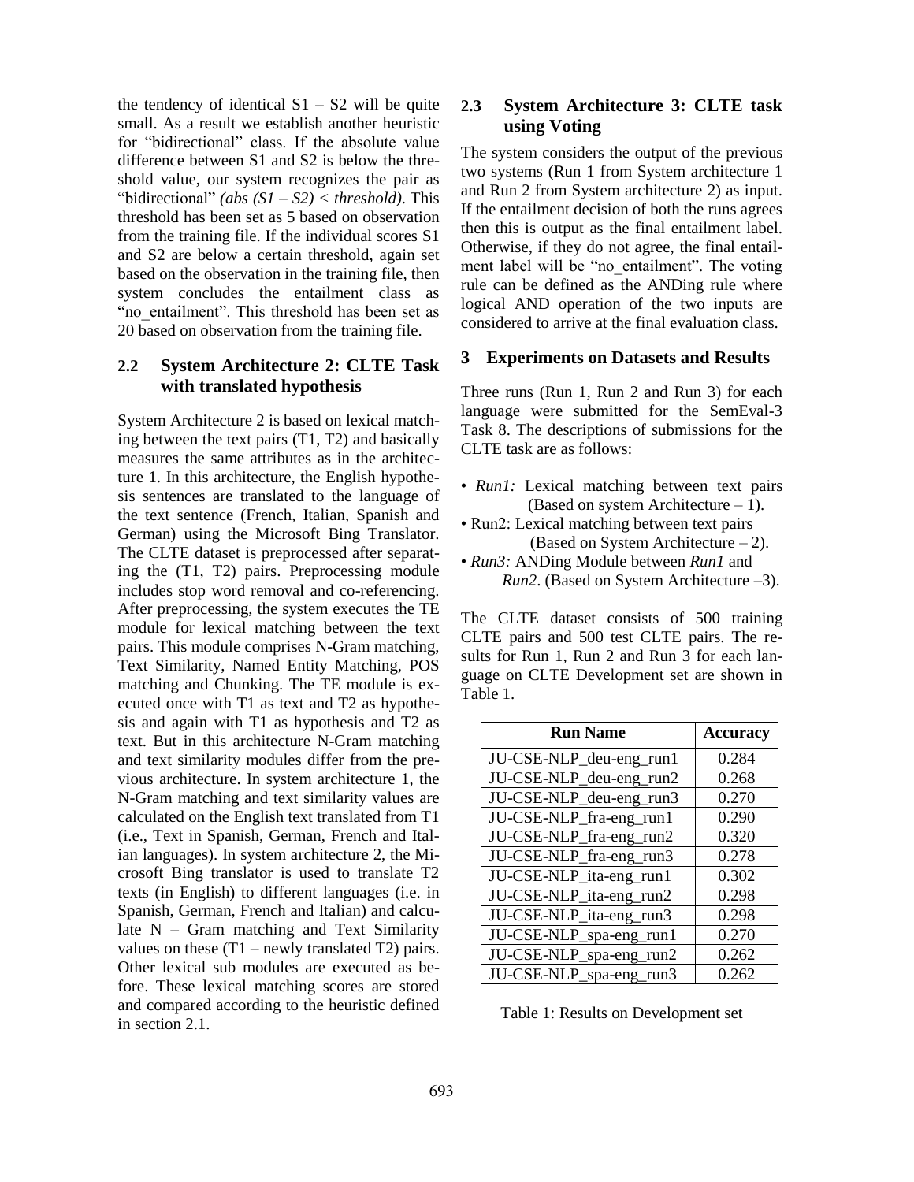the tendency of identical S1 – S2 will be quite small. As a result we establish another heuristic for "bidirectional" class. If the absolute value difference between S1 and S2 is below the threshold value, our system recognizes the pair as "bidirectional" *(abs (S1 – S2) < threshold)*. This threshold has been set as 5 based on observation from the training file. If the individual scores S1 and S2 are below a certain threshold, again set based on the observation in the training file, then system concludes the entailment class as "no_entailment". This threshold has been set as 20 based on observation from the training file.

### 2.2 System Architecture 2: CLTE Task with translated hypothesis

System Architecture 2 is based on lexical matching between the text pairs (T1, T2) and basically measures the same attributes as in the architecture 1. In this architecture, the English hypothesis sentences are translated to the language of the text sentence (French, Italian, Spanish and German) using the Microsoft Bing Translator. The CLTE dataset is preprocessed after separating the (T1, T2) pairs. Preprocessing module includes stop word removal and co-referencing. After preprocessing, the system executes the TE module for lexical matching between the text pairs. This module comprises N-Gram matching, Text Similarity, Named Entity Matching, POS matching and Chunking. The TE module is executed once with T1 as text and T2 as hypothesis and again with T1 as hypothesis and T2 as text. But in this architecture N-Gram matching and text similarity modules differ from the previous architecture. In system architecture 1, the N-Gram matching and text similarity values are calculated on the English text translated from T1 (i.e., Text in Spanish, German, French and Italian languages). In system architecture 2, the Microsoft Bing translator is used to translate T2 texts (in English) to different languages (i.e. in Spanish, German, French and Italian) and calculate N – Gram matching and Text Similarity values on these (T1 – newly translated T2) pairs. Other lexical sub modules are executed as before. These lexical matching scores are stored and compared according to the heuristic defined in section 2.1.

### 2.3 System Architecture 3: CLTE task using Voting

The system considers the output of the previous two systems (Run 1 from System architecture 1 and Run 2 from System architecture 2) as input. If the entailment decision of both the runs agrees then this is output as the final entailment label. Otherwise, if they do not agree, the final entailment label will be "no_entailment". The voting rule can be defined as the ANDing rule where logical AND operation of the two inputs are considered to arrive at the final evaluation class.

## 3 Experiments on Datasets and Results

Three runs (Run 1, Run 2 and Run 3) for each language were submitted for the SemEval-3 Task 8. The descriptions of submissions for the CLTE task are as follows:

- *Run1:* Lexical matching between text pairs (Based on system Architecture – 1).
- Run2: Lexical matching between text pairs (Based on System Architecture – 2).
- *Run3:* ANDing Module between *Run1* and *Run2*. (Based on System Architecture –3).

The CLTE dataset consists of 500 training CLTE pairs and 500 test CLTE pairs. The results for Run 1, Run 2 and Run 3 for each language on CLTE Development set are shown in Table 1.

| Run Name | Accuracy |
|---|---|
| JU-CSE-NLP_deu-eng_run1 | 0.284 |
| JU-CSE-NLP_deu-eng_run2 | 0.268 |
| JU-CSE-NLP_deu-eng_run3 | 0.270 |
| JU-CSE-NLP_fra-eng_run1 | 0.290 |
| JU-CSE-NLP_fra-eng_run2 | 0.320 |
| JU-CSE-NLP_fra-eng_run3 | 0.278 |
| JU-CSE-NLP_ita-eng_run1 | 0.302 |
| JU-CSE-NLP_ita-eng_run2 | 0.298 |
| JU-CSE-NLP_ita-eng_run3 | 0.298 |
| JU-CSE-NLP_spa-eng_run1 | 0.270 |
| JU-CSE-NLP_spa-eng_run2 | 0.262 |
| JU-CSE-NLP_spa-eng_run3 | 0.262 |

Table 1: Results on Development set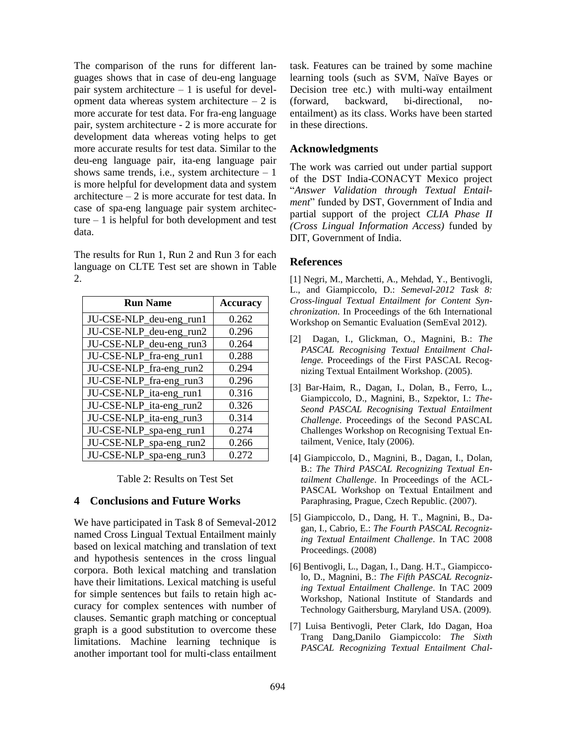The comparison of the runs for different languages shows that in case of deu-eng language pair system architecture – 1 is useful for development data whereas system architecture – 2 is more accurate for test data. For fra-eng language pair, system architecture - 2 is more accurate for development data whereas voting helps to get more accurate results for test data. Similar to the deu-eng language pair, ita-eng language pair shows same trends, i.e., system architecture – 1 is more helpful for development data and system architecture – 2 is more accurate for test data. In case of spa-eng language pair system architecture – 1 is helpful for both development and test data.

The results for Run 1, Run 2 and Run 3 for each language on CLTE Test set are shown in Table 2.

| Run Name | Accuracy |
|---|---|
| JU-CSE-NLP_deu-eng_run1 | 0.262 |
| JU-CSE-NLP_deu-eng_run2 | 0.296 |
| JU-CSE-NLP_deu-eng_run3 | 0.264 |
| JU-CSE-NLP_fra-eng_run1 | 0.288 |
| JU-CSE-NLP_fra-eng_run2 | 0.294 |
| JU-CSE-NLP_fra-eng_run3 | 0.296 |
| JU-CSE-NLP_ita-eng_run1 | 0.316 |
| JU-CSE-NLP_ita-eng_run2 | 0.326 |
| JU-CSE-NLP_ita-eng_run3 | 0.314 |
| JU-CSE-NLP_spa-eng_run1 | 0.274 |
| JU-CSE-NLP_spa-eng_run2 | 0.266 |
| JU-CSE-NLP_spa-eng_run3 | 0.272 |

Table 2: Results on Test Set

## 4 Conclusions and Future Works

We have participated in Task 8 of Semeval-2012 named Cross Lingual Textual Entailment mainly based on lexical matching and translation of text and hypothesis sentences in the cross lingual corpora. Both lexical matching and translation have their limitations. Lexical matching is useful for simple sentences but fails to retain high accuracy for complex sentences with number of clauses. Semantic graph matching or conceptual graph is a good substitution to overcome these limitations. Machine learning technique is another important tool for multi-class entailment task. Features can be trained by some machine learning tools (such as SVM, Naïve Bayes or Decision tree etc.) with multi-way entailment (forward, backward, bi-directional, no-entailment) as its class. Works have been started in these directions.

## Acknowledgments

The work was carried out under partial support of the DST India-CONACYT Mexico project "*Answer Validation through Textual Entailment*" funded by DST, Government of India and partial support of the project *CLIA Phase II (Cross Lingual Information Access)* funded by DIT, Government of India.

## References

[1] Negri, M., Marchetti, A., Mehdad, Y., Bentivogli, L., and Giampiccolo, D.: *Semeval-2012 Task 8: Cross-lingual Textual Entailment for Content Synchronization*. In Proceedings of the 6th International Workshop on Semantic Evaluation (SemEval 2012).

[2] Dagan, I., Glickman, O., Magnini, B.: *The PASCAL Recognising Textual Entailment Challenge.* Proceedings of the First PASCAL Recognizing Textual Entailment Workshop. (2005).

[3] Bar-Haim, R., Dagan, I., Dolan, B., Ferro, L., Giampiccolo, D., Magnini, B., Szpektor, I.: *The-Seond PASCAL Recognising Textual Entailment Challenge*. Proceedings of the Second PASCAL Challenges Workshop on Recognising Textual Entailment, Venice, Italy (2006).

[4] Giampiccolo, D., Magnini, B., Dagan, I., Dolan, B.: *The Third PASCAL Recognizing Textual Entailment Challenge*. In Proceedings of the ACL-PASCAL Workshop on Textual Entailment and Paraphrasing, Prague, Czech Republic. (2007).

[5] Giampiccolo, D., Dang, H. T., Magnini, B., Dagan, I., Cabrio, E.: *The Fourth PASCAL Recognizing Textual Entailment Challenge*. In TAC 2008 Proceedings. (2008)

[6] Bentivogli, L., Dagan, I., Dang. H.T., Giampiccolo, D., Magnini, B.: *The Fifth PASCAL Recognizing Textual Entailment Challenge*. In TAC 2009 Workshop, National Institute of Standards and Technology Gaithersburg, Maryland USA. (2009).

[7] Luisa Bentivogli, Peter Clark, Ido Dagan, Hoa Trang Dang,Danilo Giampiccolo: *The Sixth PASCAL Recognizing Textual Entailment Chal-*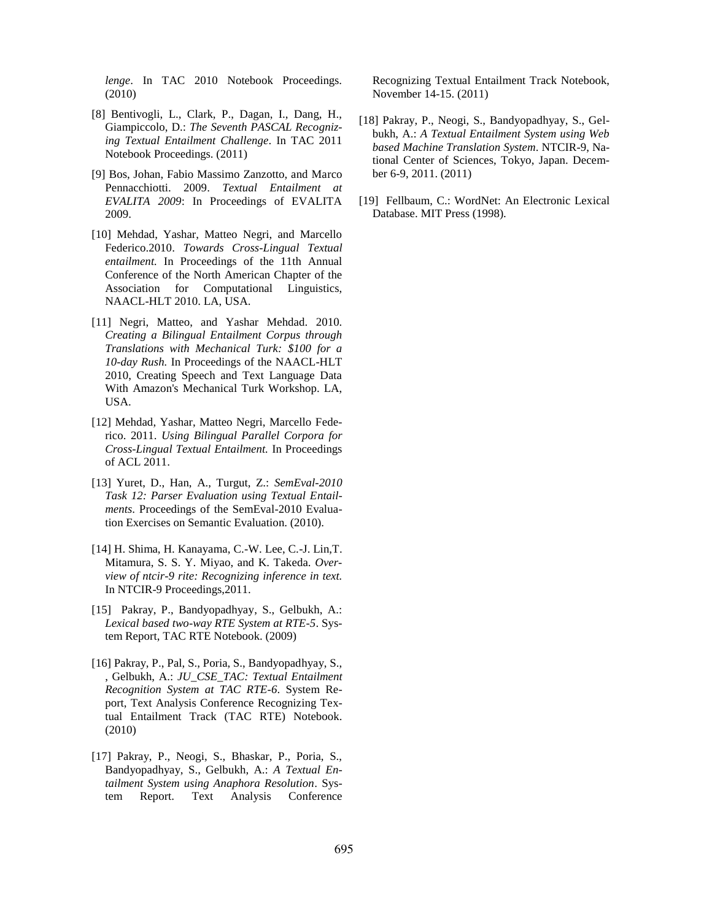*lenge*. In TAC 2010 Notebook Proceedings. (2010)

[8] Bentivogli, L., Clark, P., Dagan, I., Dang, H., Giampiccolo, D.: *The Seventh PASCAL Recognizing Textual Entailment Challenge*. In TAC 2011 Notebook Proceedings. (2011)

[9] Bos, Johan, Fabio Massimo Zanzotto, and Marco Pennacchiotti. 2009. *Textual Entailment at EVALITA 2009*: In Proceedings of EVALITA 2009.

[10] Mehdad, Yashar, Matteo Negri, and Marcello Federico.2010. *Towards Cross-Lingual Textual entailment.* In Proceedings of the 11th Annual Conference of the North American Chapter of the Association for Computational Linguistics, NAACL-HLT 2010. LA, USA.

[11] Negri, Matteo, and Yashar Mehdad. 2010. *Creating a Bilingual Entailment Corpus through Translations with Mechanical Turk: $100 for a 10-day Rush.* In Proceedings of the NAACL-HLT 2010, Creating Speech and Text Language Data With Amazon's Mechanical Turk Workshop. LA, USA.

[12] Mehdad, Yashar, Matteo Negri, Marcello Federico. 2011. *Using Bilingual Parallel Corpora for Cross-Lingual Textual Entailment.* In Proceedings of ACL 2011.

[13] Yuret, D., Han, A., Turgut, Z.: *SemEval-2010 Task 12: Parser Evaluation using Textual Entailments*. Proceedings of the SemEval-2010 Evaluation Exercises on Semantic Evaluation. (2010).

[14] H. Shima, H. Kanayama, C.-W. Lee, C.-J. Lin,T. Mitamura, S. S. Y. Miyao, and K. Takeda. *Overview of ntcir-9 rite: Recognizing inference in text.* In NTCIR-9 Proceedings,2011.

[15] Pakray, P., Bandyopadhyay, S., Gelbukh, A.: *Lexical based two-way RTE System at RTE-5*. System Report, TAC RTE Notebook. (2009)

[16] Pakray, P., Pal, S., Poria, S., Bandyopadhyay, S., , Gelbukh, A.: *JU_CSE_TAC: Textual Entailment Recognition System at TAC RTE-6*. System Report, Text Analysis Conference Recognizing Textual Entailment Track (TAC RTE) Notebook. (2010)

[17] Pakray, P., Neogi, S., Bhaskar, P., Poria, S., Bandyopadhyay, S., Gelbukh, A.: *A Textual Entailment System using Anaphora Resolution*. System Report. Text Analysis Conference Recognizing Textual Entailment Track Notebook, November 14-15. (2011)

[18] Pakray, P., Neogi, S., Bandyopadhyay, S., Gelbukh, A.: *A Textual Entailment System using Web based Machine Translation System*. NTCIR-9, National Center of Sciences, Tokyo, Japan. December 6-9, 2011. (2011)

[19] Fellbaum, C.: WordNet: An Electronic Lexical Database. MIT Press (1998).